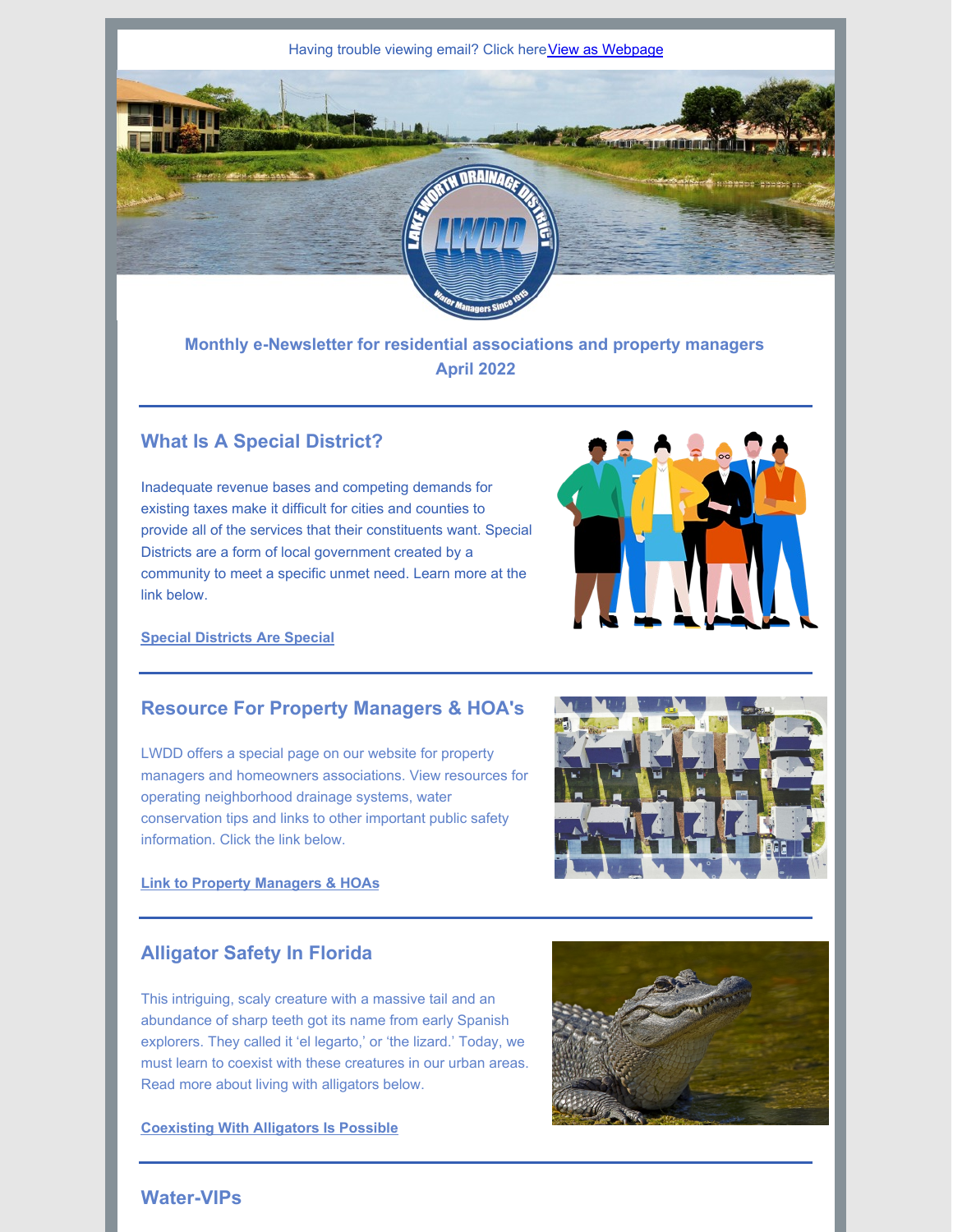Having trouble viewing email? Click here[View as Webpage]

**Monthly e-Newsletter for residential associations and property managers**
**April 2022**

---

## What Is A Special District?

Inadequate revenue bases and competing demands for existing taxes make it difficult for cities and counties to provide all of the services that their constituents want. Special Districts are a form of local government created by a community to meet a specific unmet need. Learn more at the link below.

**Special Districts Are Special**

---

## Resource For Property Managers & HOA's

LWDD offers a special page on our website for property managers and homeowners associations. View resources for operating neighborhood drainage systems, water conservation tips and links to other important public safety information. Click the link below.

**Link to Property Managers & HOAs**

---

## Alligator Safety In Florida

This intriguing, scaly creature with a massive tail and an abundance of sharp teeth got its name from early Spanish explorers. They called it 'el legarto,' or 'the lizard.' Today, we must learn to coexist with these creatures in our urban areas. Read more about living with alligators below.

**Coexisting With Alligators Is Possible**

---

## Water-VIPs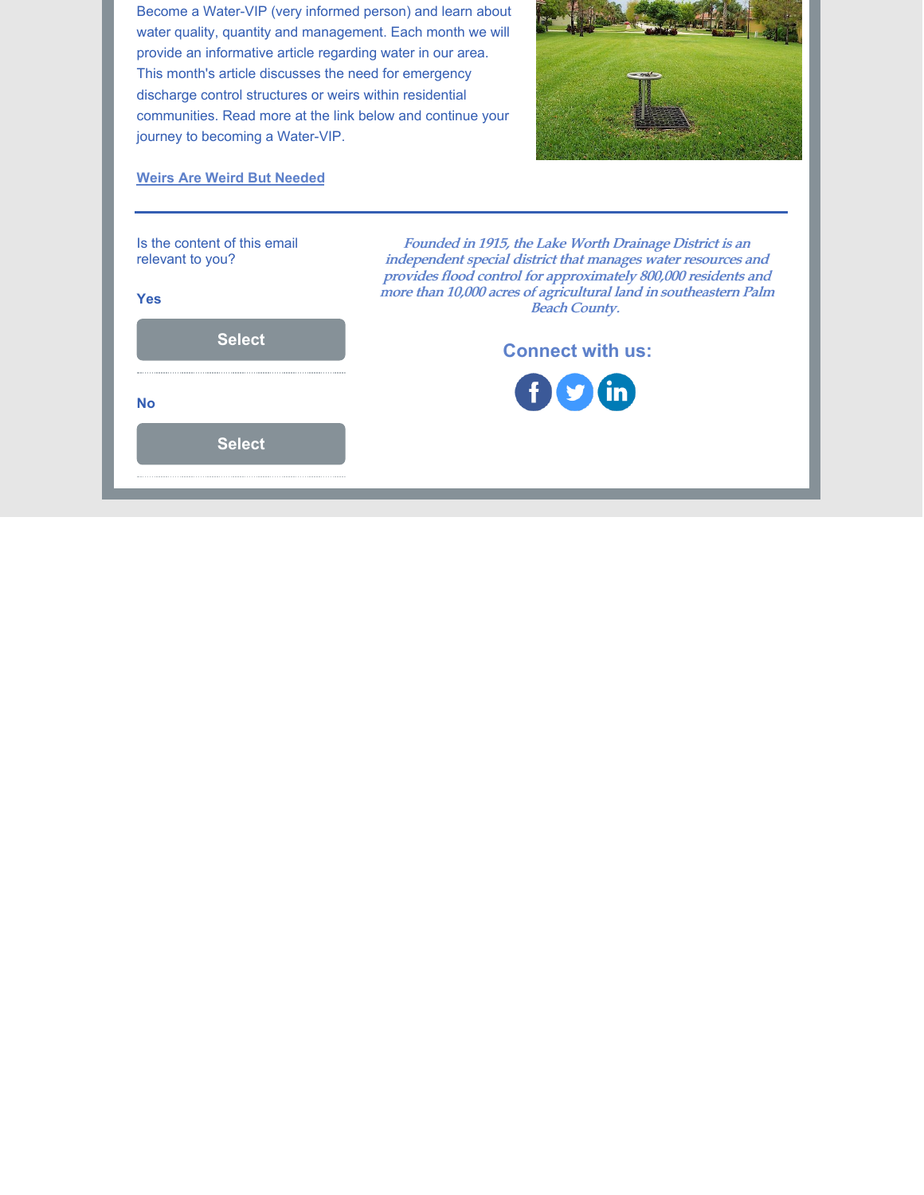Become a Water-VIP (very informed person) and learn about water quality, quantity and management. Each month we will provide an informative article regarding water in our area. This month's article discusses the need for emergency discharge control structures or weirs within residential communities. Read more at the link below and continue your journey to becoming a Water-VIP.

**Weirs Are Weird But Needed**

---

Is the content of this email relevant to you?

**Yes**

Select

**No**

Select

*Founded in 1915, the Lake Worth Drainage District is an independent special district that manages water resources and provides flood control for approximately 800,000 residents and more than 10,000 acres of agricultural land in southeastern Palm Beach County.*

**Connect with us:**